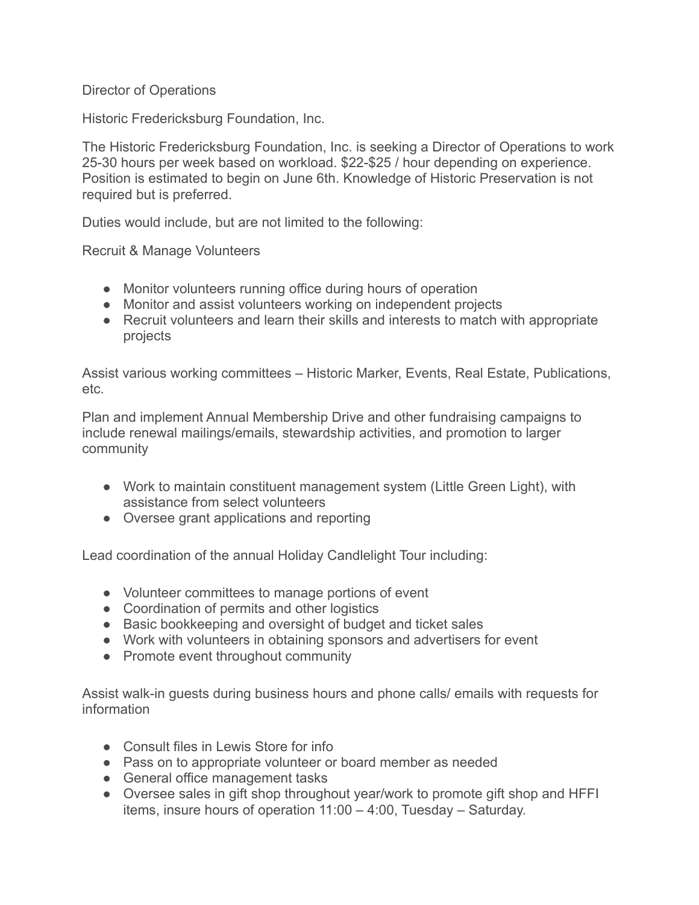Director of Operations

Historic Fredericksburg Foundation, Inc.

The Historic Fredericksburg Foundation, Inc. is seeking a Director of Operations to work 25-30 hours per week based on workload. $22-$25 / hour depending on experience. Position is estimated to begin on June 6th. Knowledge of Historic Preservation is not required but is preferred.

Duties would include, but are not limited to the following:

Recruit & Manage Volunteers

- Monitor volunteers running office during hours of operation
- Monitor and assist volunteers working on independent projects
- Recruit volunteers and learn their skills and interests to match with appropriate projects

Assist various working committees – Historic Marker, Events, Real Estate, Publications, etc.

Plan and implement Annual Membership Drive and other fundraising campaigns to include renewal mailings/emails, stewardship activities, and promotion to larger community

- Work to maintain constituent management system (Little Green Light), with assistance from select volunteers
- Oversee grant applications and reporting

Lead coordination of the annual Holiday Candlelight Tour including:

- Volunteer committees to manage portions of event
- Coordination of permits and other logistics
- Basic bookkeeping and oversight of budget and ticket sales
- Work with volunteers in obtaining sponsors and advertisers for event
- Promote event throughout community

Assist walk-in guests during business hours and phone calls/ emails with requests for information

- Consult files in Lewis Store for info
- Pass on to appropriate volunteer or board member as needed
- General office management tasks
- Oversee sales in gift shop throughout year/work to promote gift shop and HFFI items, insure hours of operation 11:00 – 4:00, Tuesday – Saturday.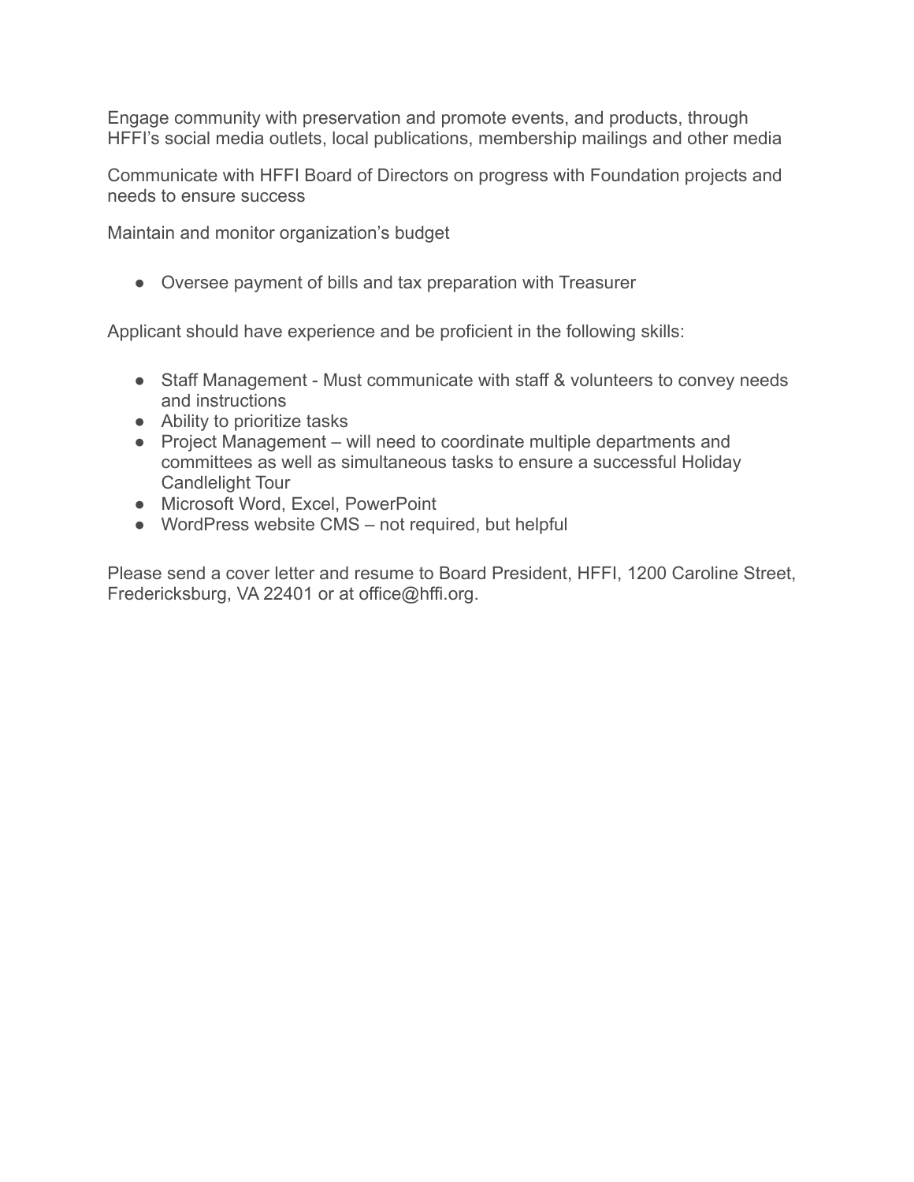Engage community with preservation and promote events, and products, through HFFI's social media outlets, local publications, membership mailings and other media

Communicate with HFFI Board of Directors on progress with Foundation projects and needs to ensure success

Maintain and monitor organization's budget

- Oversee payment of bills and tax preparation with Treasurer

Applicant should have experience and be proficient in the following skills:

- Staff Management - Must communicate with staff & volunteers to convey needs and instructions
- Ability to prioritize tasks
- Project Management – will need to coordinate multiple departments and committees as well as simultaneous tasks to ensure a successful Holiday Candlelight Tour
- Microsoft Word, Excel, PowerPoint
- WordPress website CMS – not required, but helpful

Please send a cover letter and resume to Board President, HFFI, 1200 Caroline Street, Fredericksburg, VA 22401 or at office@hffi.org.